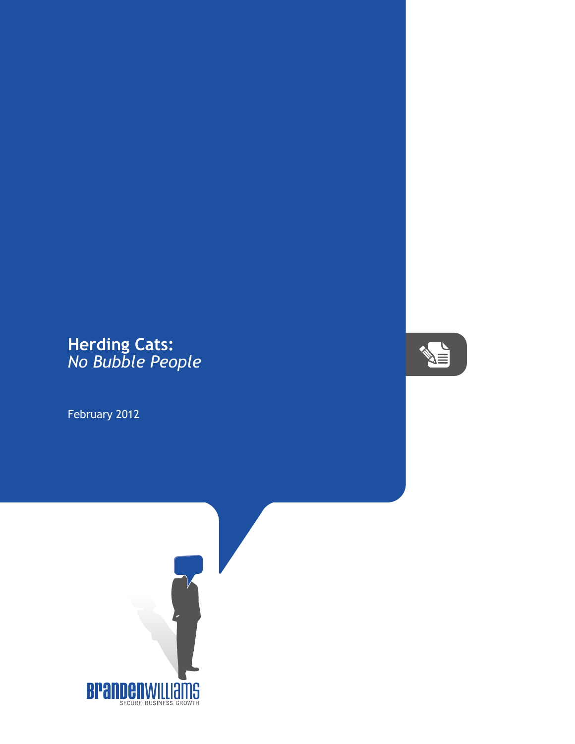# Herding Cats:
## *No Bubble People*

February 2012

BrandenWilliams
SECURE BUSINESS GROWTH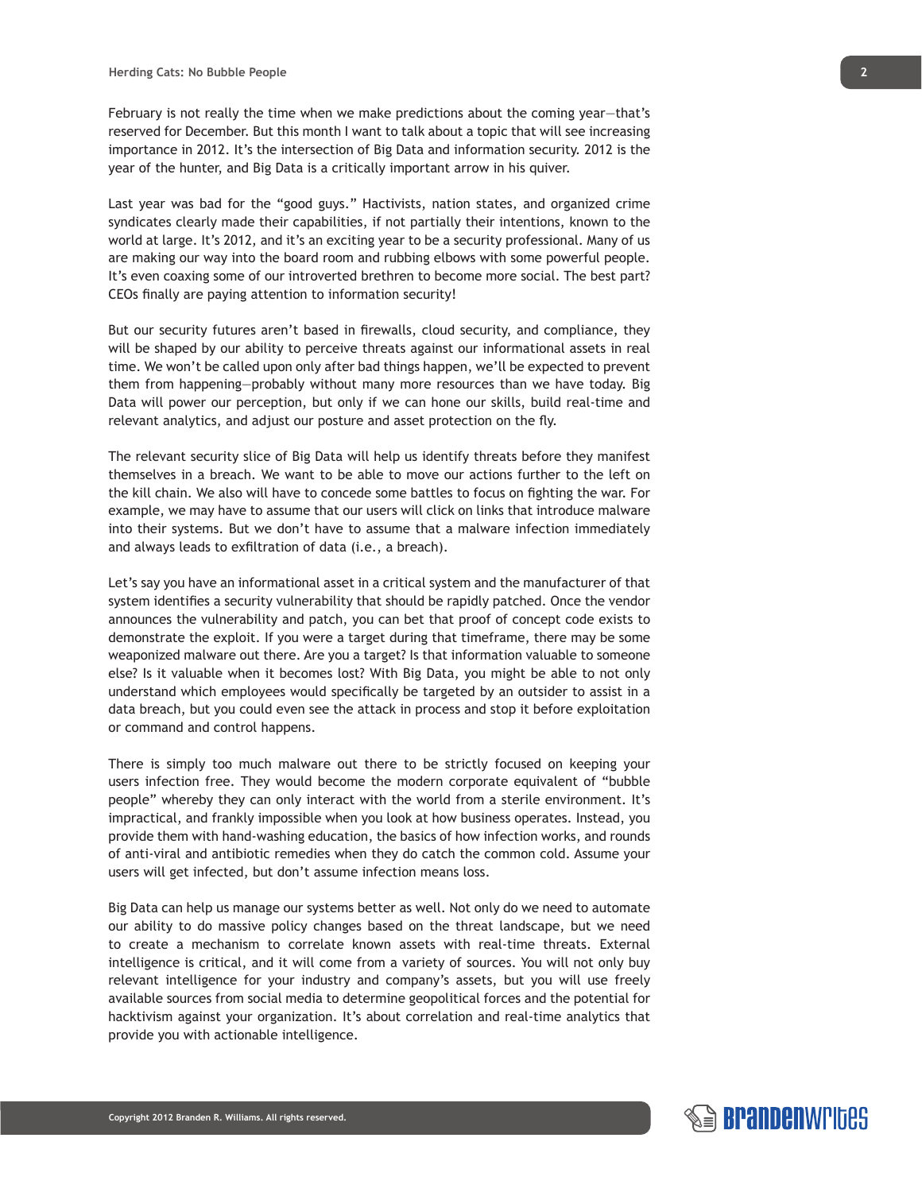February is not really the time when we make predictions about the coming year—that's reserved for December. But this month I want to talk about a topic that will see increasing importance in 2012. It's the intersection of Big Data and information security. 2012 is the year of the hunter, and Big Data is a critically important arrow in his quiver.

Last year was bad for the "good guys." Hactivists, nation states, and organized crime syndicates clearly made their capabilities, if not partially their intentions, known to the world at large. It's 2012, and it's an exciting year to be a security professional. Many of us are making our way into the board room and rubbing elbows with some powerful people. It's even coaxing some of our introverted brethren to become more social. The best part? CEOs finally are paying attention to information security!

But our security futures aren't based in firewalls, cloud security, and compliance, they will be shaped by our ability to perceive threats against our informational assets in real time. We won't be called upon only after bad things happen, we'll be expected to prevent them from happening—probably without many more resources than we have today. Big Data will power our perception, but only if we can hone our skills, build real-time and relevant analytics, and adjust our posture and asset protection on the fly.

The relevant security slice of Big Data will help us identify threats before they manifest themselves in a breach. We want to be able to move our actions further to the left on the kill chain. We also will have to concede some battles to focus on fighting the war. For example, we may have to assume that our users will click on links that introduce malware into their systems. But we don't have to assume that a malware infection immediately and always leads to exfiltration of data (i.e., a breach).

Let's say you have an informational asset in a critical system and the manufacturer of that system identifies a security vulnerability that should be rapidly patched. Once the vendor announces the vulnerability and patch, you can bet that proof of concept code exists to demonstrate the exploit. If you were a target during that timeframe, there may be some weaponized malware out there. Are you a target? Is that information valuable to someone else? Is it valuable when it becomes lost? With Big Data, you might be able to not only understand which employees would specifically be targeted by an outsider to assist in a data breach, but you could even see the attack in process and stop it before exploitation or command and control happens.

There is simply too much malware out there to be strictly focused on keeping your users infection free. They would become the modern corporate equivalent of "bubble people" whereby they can only interact with the world from a sterile environment. It's impractical, and frankly impossible when you look at how business operates. Instead, you provide them with hand-washing education, the basics of how infection works, and rounds of anti-viral and antibiotic remedies when they do catch the common cold. Assume your users will get infected, but don't assume infection means loss.

Big Data can help us manage our systems better as well. Not only do we need to automate our ability to do massive policy changes based on the threat landscape, but we need to create a mechanism to correlate known assets with real-time threats. External intelligence is critical, and it will come from a variety of sources. You will not only buy relevant intelligence for your industry and company's assets, but you will use freely available sources from social media to determine geopolitical forces and the potential for hacktivism against your organization. It's about correlation and real-time analytics that provide you with actionable intelligence.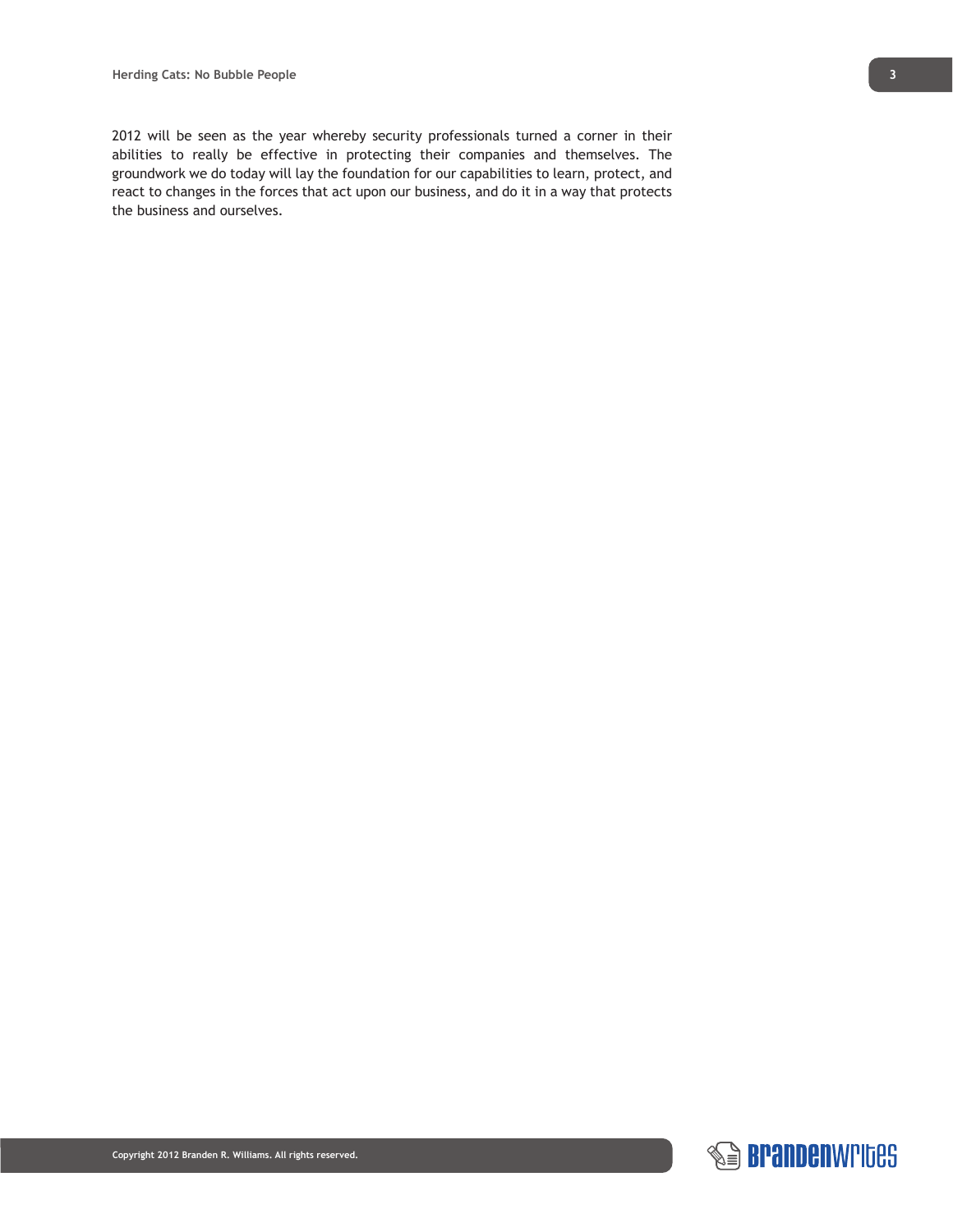2012 will be seen as the year whereby security professionals turned a corner in their abilities to really be effective in protecting their companies and themselves. The groundwork we do today will lay the foundation for our capabilities to learn, protect, and react to changes in the forces that act upon our business, and do it in a way that protects the business and ourselves.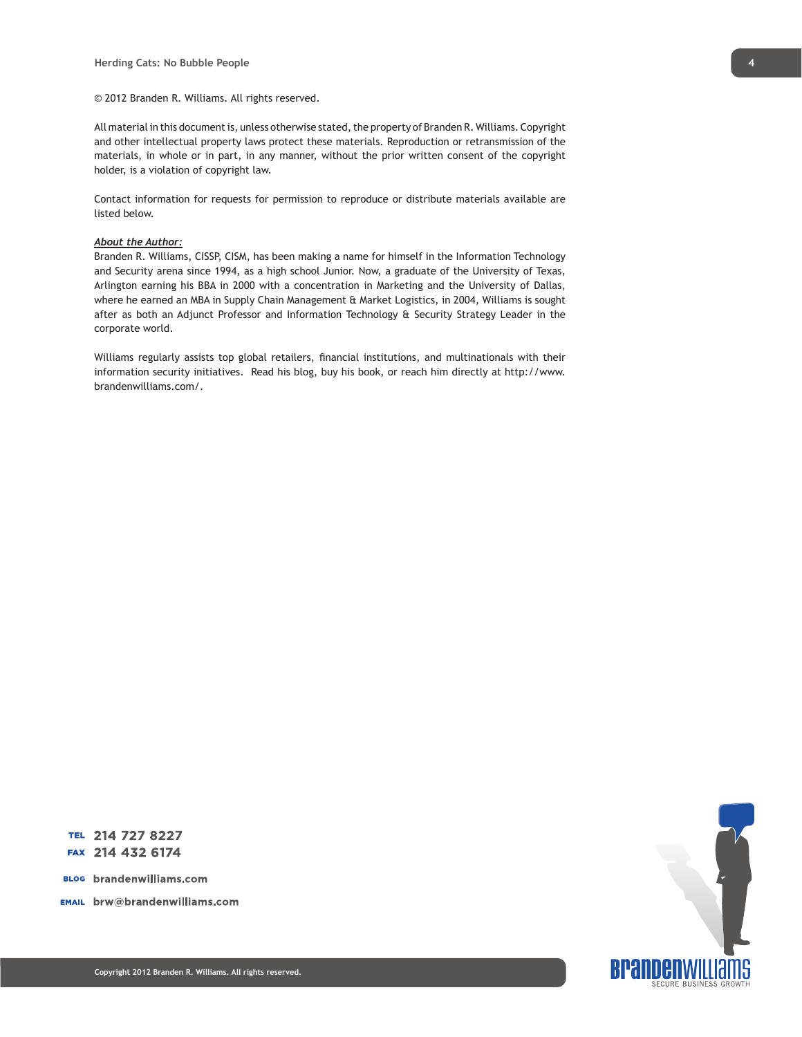© 2012 Branden R. Williams. All rights reserved.

All material in this document is, unless otherwise stated, the property of Branden R. Williams. Copyright and other intellectual property laws protect these materials. Reproduction or retransmission of the materials, in whole or in part, in any manner, without the prior written consent of the copyright holder, is a violation of copyright law.

Contact information for requests for permission to reproduce or distribute materials available are listed below.

***About the Author:***

Branden R. Williams, CISSP, CISM, has been making a name for himself in the Information Technology and Security arena since 1994, as a high school Junior. Now, a graduate of the University of Texas, Arlington earning his BBA in 2000 with a concentration in Marketing and the University of Dallas, where he earned an MBA in Supply Chain Management & Market Logistics, in 2004, Williams is sought after as both an Adjunct Professor and Information Technology & Security Strategy Leader in the corporate world.

Williams regularly assists top global retailers, financial institutions, and multinationals with their information security initiatives. Read his blog, buy his book, or reach him directly at http://www.brandenwilliams.com/.

**TEL** 214 727 8227
**FAX** 214 432 6174

**BLOG** brandenwilliams.com

**EMAIL** brw@brandenwilliams.com

BrandenWilliams
SECURE BUSINESS GROWTH